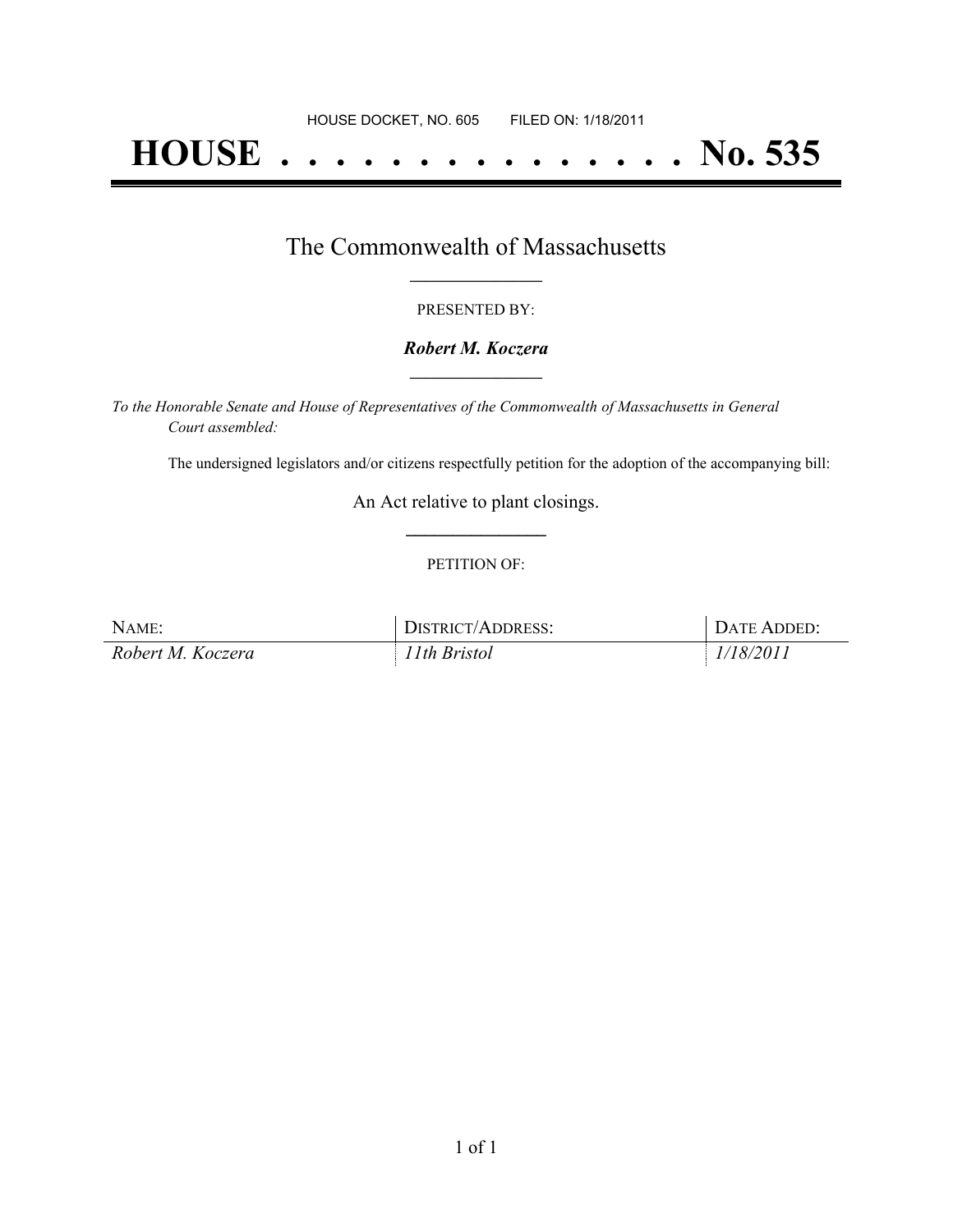HOUSE DOCKET, NO. 605 FILED ON: 1/18/2011

# HOUSE . . . . . . . . . . . . . . . No. 535

## The Commonwealth of Massachusetts

PRESENTED BY:

***Robert M. Koczera***

*To the Honorable Senate and House of Representatives of the Commonwealth of Massachusetts in General Court assembled:*

The undersigned legislators and/or citizens respectfully petition for the adoption of the accompanying bill:

An Act relative to plant closings.

PETITION OF:

| NAME: | DISTRICT/ADDRESS: | DATE ADDED: |
|---|---|---|
| *Robert M. Koczera* | *11th Bristol* | *1/18/2011* |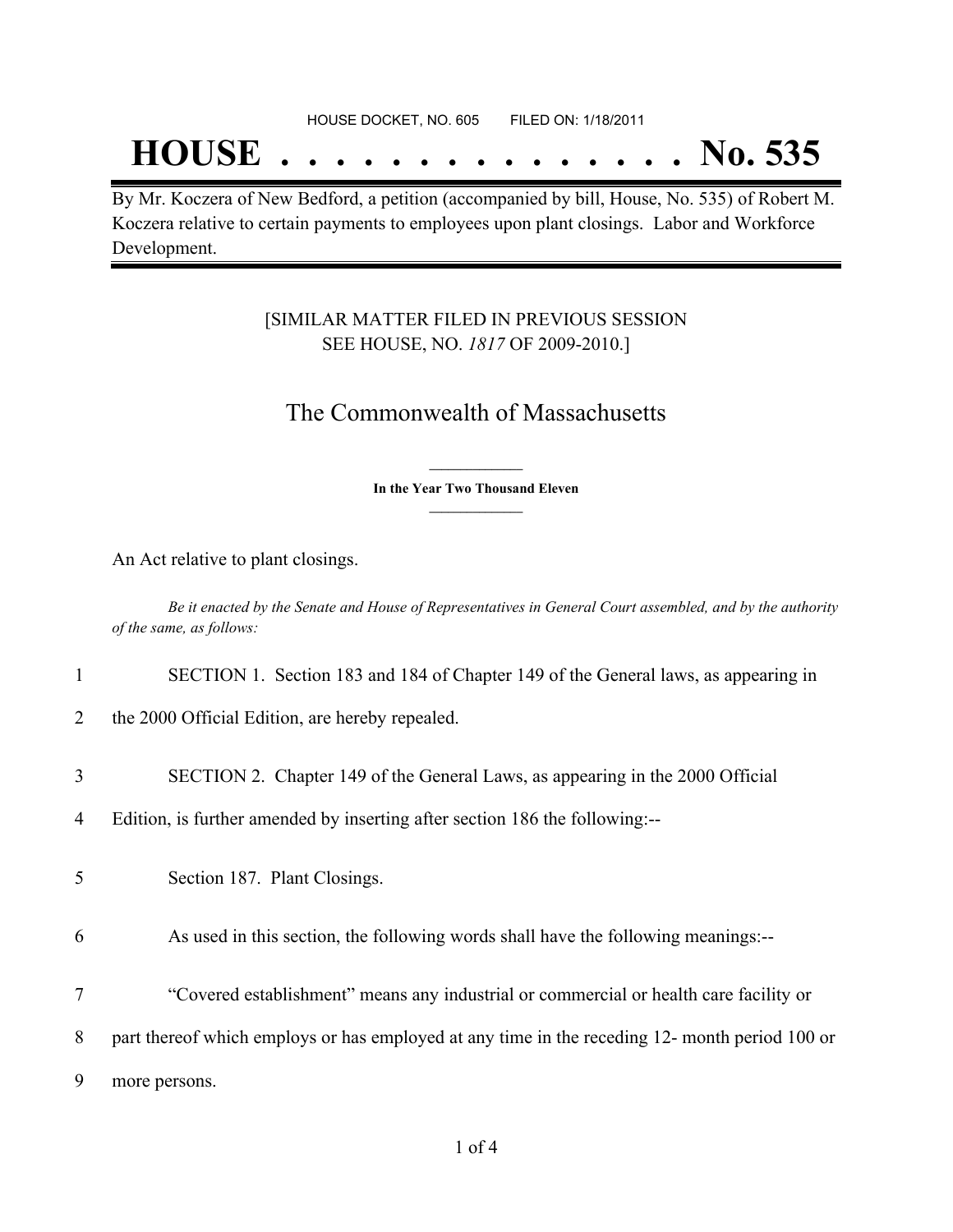HOUSE DOCKET, NO. 605 FILED ON: 1/18/2011

# HOUSE . . . . . . . . . . . . . . . No. 535

By Mr. Koczera of New Bedford, a petition (accompanied by bill, House, No. 535) of Robert M. Koczera relative to certain payments to employees upon plant closings. Labor and Workforce Development.

[SIMILAR MATTER FILED IN PREVIOUS SESSION SEE HOUSE, NO. *1817* OF 2009-2010.]

## The Commonwealth of Massachusetts

**In the Year Two Thousand Eleven**

An Act relative to plant closings.

*Be it enacted by the Senate and House of Representatives in General Court assembled, and by the authority of the same, as follows:*

1 SECTION 1. Section 183 and 184 of Chapter 149 of the General laws, as appearing in
2 the 2000 Official Edition, are hereby repealed.

3 SECTION 2. Chapter 149 of the General Laws, as appearing in the 2000 Official
4 Edition, is further amended by inserting after section 186 the following:--

5 Section 187. Plant Closings.

6 As used in this section, the following words shall have the following meanings:--

7 "Covered establishment" means any industrial or commercial or health care facility or
8 part thereof which employs or has employed at any time in the receding 12- month period 100 or
9 more persons.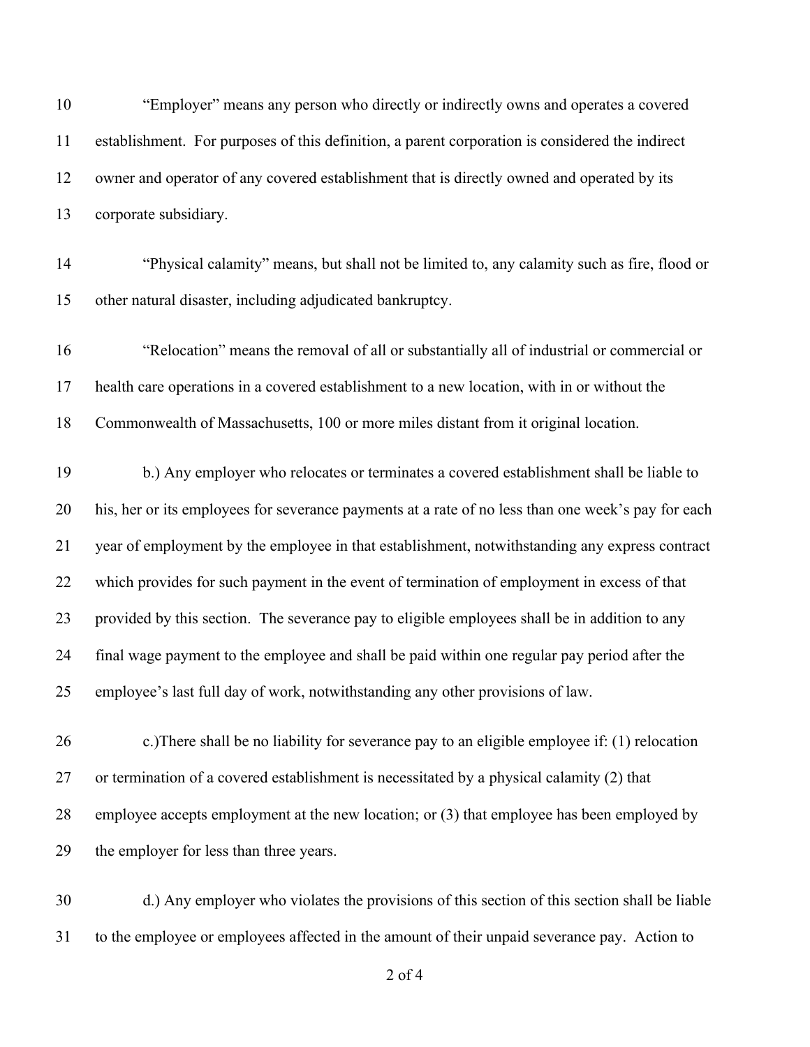"Employer" means any person who directly or indirectly owns and operates a covered establishment. For purposes of this definition, a parent corporation is considered the indirect owner and operator of any covered establishment that is directly owned and operated by its corporate subsidiary.

"Physical calamity" means, but shall not be limited to, any calamity such as fire, flood or other natural disaster, including adjudicated bankruptcy.

"Relocation" means the removal of all or substantially all of industrial or commercial or health care operations in a covered establishment to a new location, with in or without the Commonwealth of Massachusetts, 100 or more miles distant from it original location.

b.) Any employer who relocates or terminates a covered establishment shall be liable to his, her or its employees for severance payments at a rate of no less than one week's pay for each year of employment by the employee in that establishment, notwithstanding any express contract which provides for such payment in the event of termination of employment in excess of that provided by this section. The severance pay to eligible employees shall be in addition to any final wage payment to the employee and shall be paid within one regular pay period after the employee's last full day of work, notwithstanding any other provisions of law.

c.)There shall be no liability for severance pay to an eligible employee if: (1) relocation or termination of a covered establishment is necessitated by a physical calamity (2) that employee accepts employment at the new location; or (3) that employee has been employed by the employer for less than three years.

d.) Any employer who violates the provisions of this section of this section shall be liable to the employee or employees affected in the amount of their unpaid severance pay. Action to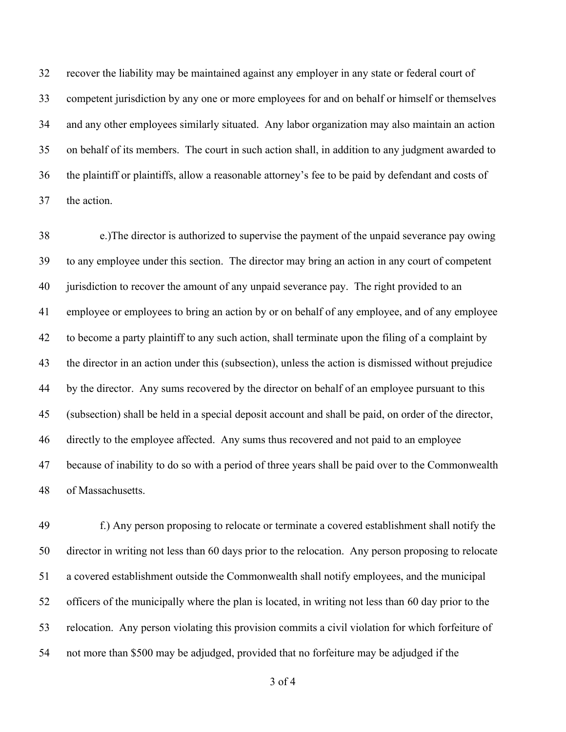recover the liability may be maintained against any employer in any state or federal court of competent jurisdiction by any one or more employees for and on behalf or himself or themselves and any other employees similarly situated. Any labor organization may also maintain an action on behalf of its members. The court in such action shall, in addition to any judgment awarded to the plaintiff or plaintiffs, allow a reasonable attorney's fee to be paid by defendant and costs of the action.

e.)The director is authorized to supervise the payment of the unpaid severance pay owing to any employee under this section. The director may bring an action in any court of competent jurisdiction to recover the amount of any unpaid severance pay. The right provided to an employee or employees to bring an action by or on behalf of any employee, and of any employee to become a party plaintiff to any such action, shall terminate upon the filing of a complaint by the director in an action under this (subsection), unless the action is dismissed without prejudice by the director. Any sums recovered by the director on behalf of an employee pursuant to this (subsection) shall be held in a special deposit account and shall be paid, on order of the director, directly to the employee affected. Any sums thus recovered and not paid to an employee because of inability to do so with a period of three years shall be paid over to the Commonwealth of Massachusetts.

f.) Any person proposing to relocate or terminate a covered establishment shall notify the director in writing not less than 60 days prior to the relocation. Any person proposing to relocate a covered establishment outside the Commonwealth shall notify employees, and the municipal officers of the municipally where the plan is located, in writing not less than 60 day prior to the relocation. Any person violating this provision commits a civil violation for which forfeiture of not more than $500 may be adjudged, provided that no forfeiture may be adjudged if the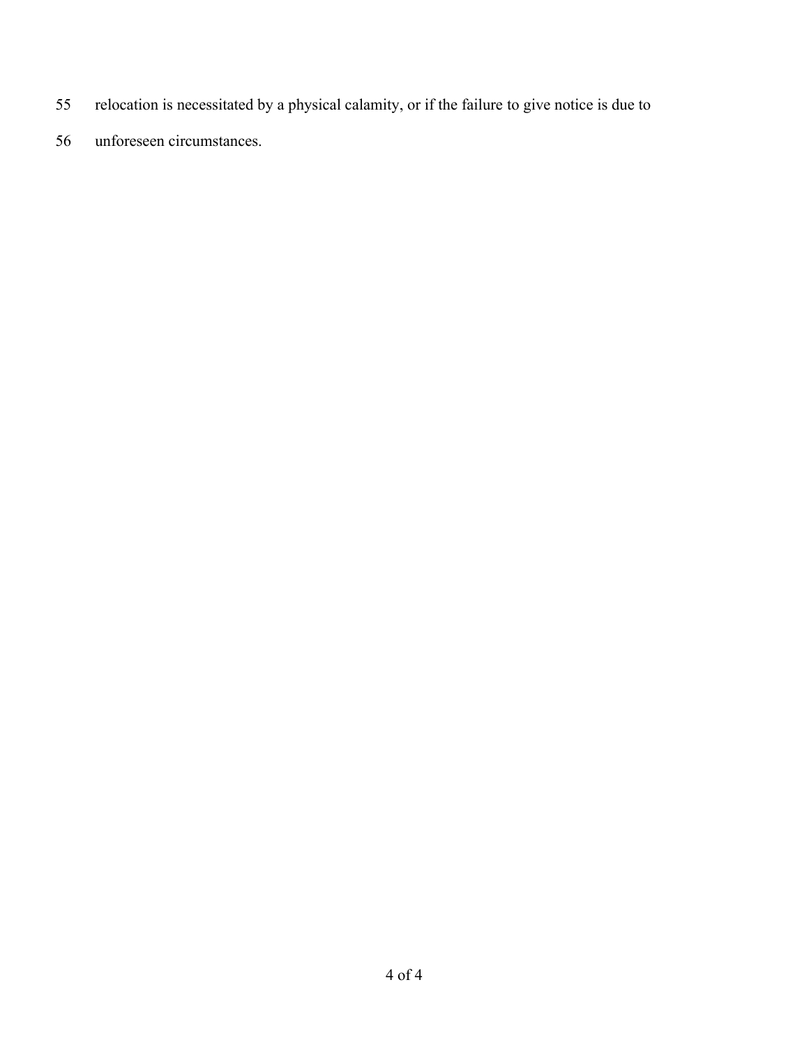55 relocation is necessitated by a physical calamity, or if the failure to give notice is due to

56 unforeseen circumstances.